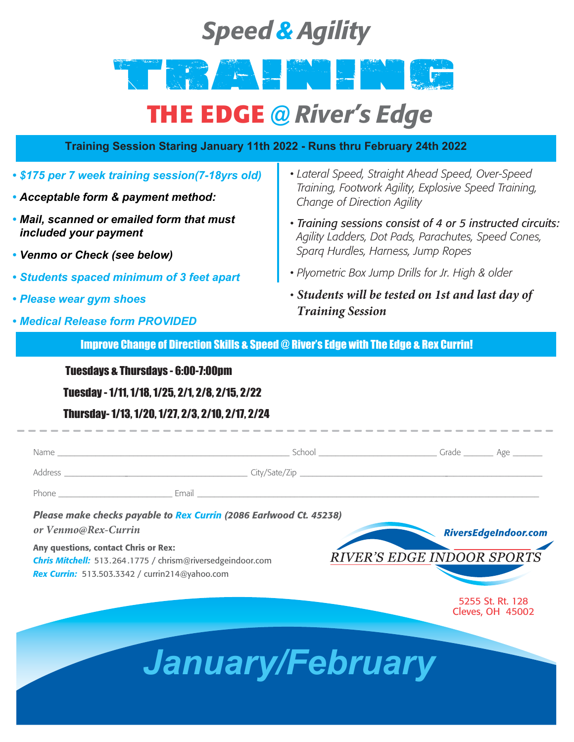# Speed & Agility

# TRAINING

## THE EDGE @ River's Edge

**Training Session Staring January 11th 2022 - Runs thru February 24th 2022**

- ***$175 per 7 week training session(7-18yrs old)***
- ***Acceptable form & payment method:***
- ***Mail, scanned or emailed form that must included your payment***
- ***Venmo or Check (see below)***
- ***Students spaced minimum of 3 feet apart***
- ***Please wear gym shoes***
- ***Medical Release form PROVIDED***

- *Lateral Speed, Straight Ahead Speed, Over-Speed Training, Footwork Agility, Explosive Speed Training, Change of Direction Agility*
- ***Training sessions consist of 4 or 5 instructed circuits:*** *Agility Ladders, Dot Pads, Parachutes, Speed Cones, Sparq Hurdles, Harness, Jump Ropes*
- *Plyometric Box Jump Drills for Jr. High & older*
- ***Students will be tested on 1st and last day of Training Session***

**Improve Change of Direction Skills & Speed @ River's Edge with The Edge & Rex Currin!**

**Tuesdays & Thursdays - 6:00-7:00pm**

**Tuesday - 1/11, 1/18, 1/25, 2/1, 2/8, 2/15, 2/22**

**Thursday- 1/13, 1/20, 1/27, 2/3, 2/10, 2/17, 2/24**

---

Name ____________________ School ____________________ Grade ________ Age ________

Address ____________________ City/Sate/Zip ____________________

Phone ____________________ Email ____________________

***Please make checks payable to Rex Currin (2086 Earlwood Ct. 45238)***

*or Venmo@Rex-Currin*

**Any questions, contact Chris or Rex:**

***Chris Mitchell:*** 513.264.1775 / chrism@riversedgeindoor.com

***Rex Currin:*** 513.503.3342 / currin214@yahoo.com

*RiversEdgeIndoor.com*

RIVER'S EDGE INDOOR SPORTS

5255 St. Rt. 128
Cleves, OH 45002

# *January/February*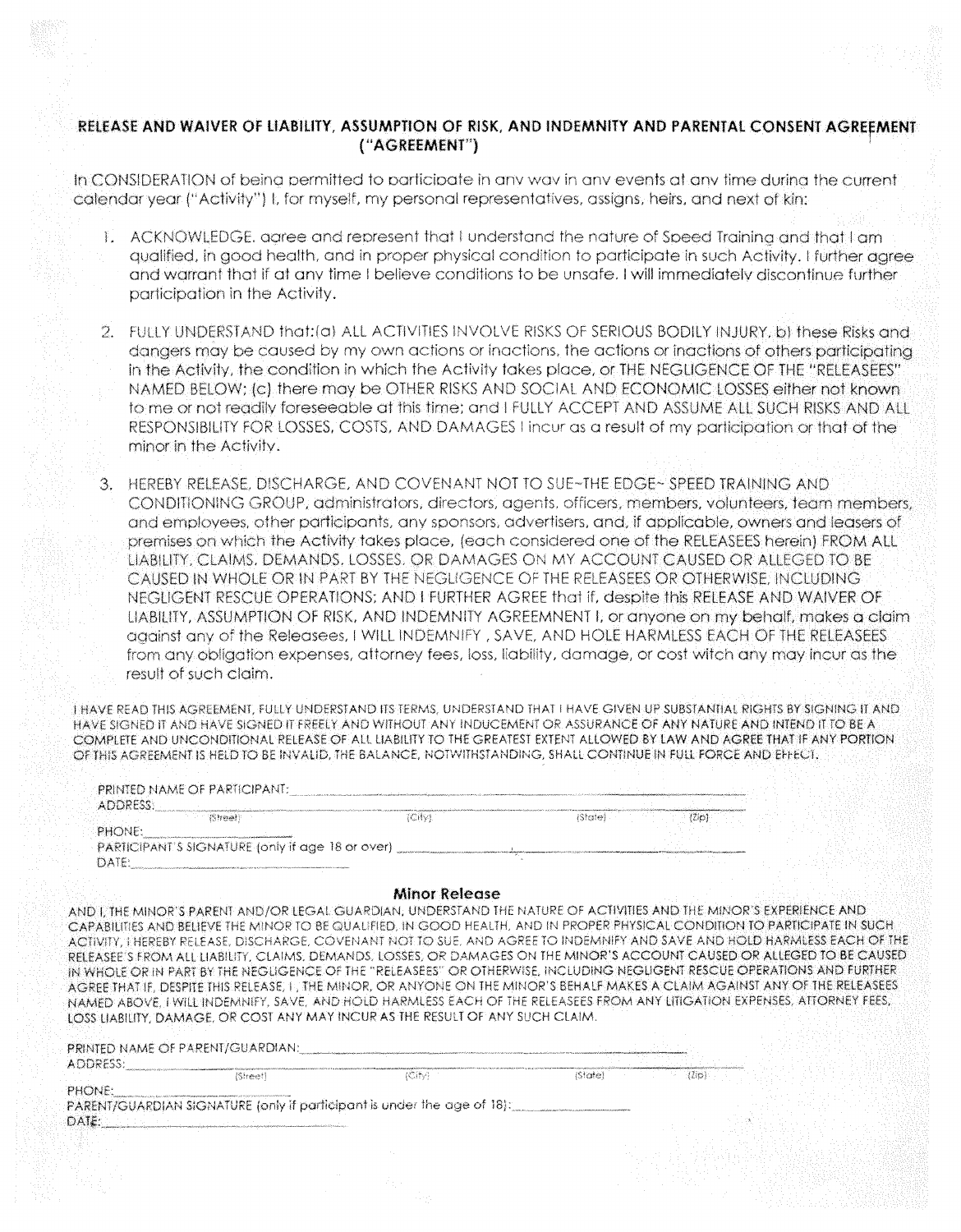## RELEASE AND WAIVER OF LIABILITY, ASSUMPTION OF RISK, AND INDEMNITY AND PARENTAL CONSENT AGREEMENT ("AGREEMENT")

In CONSIDERATION of being permitted to participate in any way in any events at any time during the current calendar year ("Activity") I, for myself, my personal representatives, assigns, heirs, and next of kin:

1. ACKNOWLEDGE, agree and represent that I understand the nature of Speed Training and that I am qualified, in good health, and in proper physical condition to participate in such Activity. I further agree and warrant that if at any time I believe conditions to be unsafe, I will immediately discontinue further participation in the Activity.

2. FULLY UNDERSTAND that:(a) ALL ACTIVITIES INVOLVE RISKS OF SERIOUS BODILY INJURY, b) these Risks and dangers may be caused by my own actions or inactions, the actions or inactions of others participating in the Activity, the condition in which the Activity takes place, or THE NEGLIGENCE OF THE "RELEASEES" NAMED BELOW; (c) there may be OTHER RISKS AND SOCIAL AND ECONOMIC LOSSES either not known to me or not readily foreseeable at this time; and I FULLY ACCEPT AND ASSUME ALL SUCH RISKS AND ALL RESPONSIBILITY FOR LOSSES, COSTS, AND DAMAGES I incur as a result of my participation or that of the minor in the Activity.

3. HEREBY RELEASE, DISCHARGE, AND COVENANT NOT TO SUE~THE EDGE~ SPEED TRAINING AND CONDITIONING GROUP, administrators, directors, agents, officers, members, volunteers, team members, and employees, other participants, any sponsors, advertisers, and, if applicable, owners and leasers of premises on which the Activity takes place, (each considered one of the RELEASEES herein) FROM ALL LIABILITY, CLAIMS, DEMANDS, LOSSES, OR DAMAGES ON MY ACCOUNT CAUSED OR ALLEGED TO BE CAUSED IN WHOLE OR IN PART BY THE NEGLIGENCE OF THE RELEASEES OR OTHERWISE, INCLUDING NEGLIGENT RESCUE OPERATIONS; AND I FURTHER AGREE that if, despite this RELEASE AND WAIVER OF LIABILITY, ASSUMPTION OF RISK, AND INDEMNITY AGREEMNENT I, or anyone on my behalf, makes a claim against any of the Releasees, I WILL INDEMNIFY , SAVE, AND HOLE HARMLESS EACH OF THE RELEASEES from any obligation expenses, attorney fees, loss, liability, damage, or cost witch any may incur as the result of such claim.

I HAVE READ THIS AGREEMENT, FULLY UNDERSTAND ITS TERMS, UNDERSTAND THAT I HAVE GIVEN UP SUBSTANTIAL RIGHTS BY SIGNING IT AND HAVE SIGNED IT AND HAVE SIGNED IT FREELY AND WITHOUT ANY INDUCEMENT OR ASSURANCE OF ANY NATURE AND INTEND IT TO BE A COMPLETE AND UNCONDITIONAL RELEASE OF ALL LIABILITY TO THE GREATEST EXTENT ALLOWED BY LAW AND AGREE THAT IF ANY PORTION OF THIS AGREEMENT IS HELD TO BE INVALID, THE BALANCE, NOTWITHSTANDING, SHALL CONTINUE IN FULL FORCE AND EFFECT.

PRINTED NAME OF PARTICIPANT:\_\_\_\_\_\_\_\_\_\_\_\_\_\_\_\_\_\_\_\_\_\_\_\_\_\_\_\_\_\_\_\_

ADDRESS:\_\_\_\_\_\_\_\_\_\_\_\_\_\_\_\_\_\_\_\_\_\_\_\_\_\_\_\_\_\_\_\_\_\_\_\_\_\_\_\_\_\_\_\_

(Street) (City) (State) (Zip)

PHONE:\_\_\_\_\_\_\_\_\_\_\_\_\_\_\_\_

PARTICIPANT'S SIGNATURE (only if age 18 or over) \_\_\_\_\_\_\_\_\_\_\_\_\_\_\_\_\_\_\_\_\_\_\_\_

DATE:\_\_\_\_\_\_\_\_\_\_\_\_\_\_\_\_

### Minor Release

AND I, THE MINOR'S PARENT AND/OR LEGAL GUARDIAN, UNDERSTAND THE NATURE OF ACTIVITIES AND THE MINOR'S EXPERIENCE AND CAPABILITIES AND BELIEVE THE MINOR TO BE QUALIFIED, IN GOOD HEALTH, AND IN PROPER PHYSICAL CONDITION TO PARTICIPATE IN SUCH ACTIVITY, I HEREBY RELEASE, DISCHARGE, COVENANT NOT TO SUE, AND AGREE TO INDEMNIFY AND SAVE AND HOLD HARMLESS EACH OF THE RELEASEE'S FROM ALL LIABILITY, CLAIMS, DEMANDS, LOSSES, OR DAMAGES ON THE MINOR'S ACCOUNT CAUSED OR ALLEGED TO BE CAUSED IN WHOLE OR IN PART BY THE NEGLIGENCE OF THE "RELEASEES" OR OTHERWISE, INCLUDING NEGLIGENT RESCUE OPERATIONS AND FURTHER AGREE THAT IF, DESPITE THIS RELEASE, I , THE MINOR, OR ANYONE ON THE MINOR'S BEHALF MAKES A CLAIM AGAINST ANY OF THE RELEASEES NAMED ABOVE, I WILL INDEMNIFY, SAVE, AND HOLD HARMLESS EACH OF THE RELEASEES FROM ANY LITIGATION EXPENSES, ATTORNEY FEES, LOSS LIABILITY, DAMAGE, OR COST ANY MAY INCUR AS THE RESULT OF ANY SUCH CLAIM.

PRINTED NAME OF PARENT/GUARDIAN:\_\_\_\_\_\_\_\_\_\_\_\_\_\_\_\_\_\_\_\_\_\_\_\_\_\_\_\_\_\_\_\_

ADDRESS:\_\_\_\_\_\_\_\_\_\_\_\_\_\_\_\_\_\_\_\_\_\_\_\_\_\_\_\_\_\_\_\_\_\_\_\_\_\_\_\_\_\_\_\_

(Street) (City) (State) (Zip)

PHONE:\_\_\_\_\_\_\_\_\_\_\_\_\_\_\_\_

PARENT/GUARDIAN SIGNATURE (only if participant is under the age of 18):\_\_\_\_\_\_\_\_\_\_\_\_\_\_\_\_

DATE:\_\_\_\_\_\_\_\_\_\_\_\_\_\_\_\_